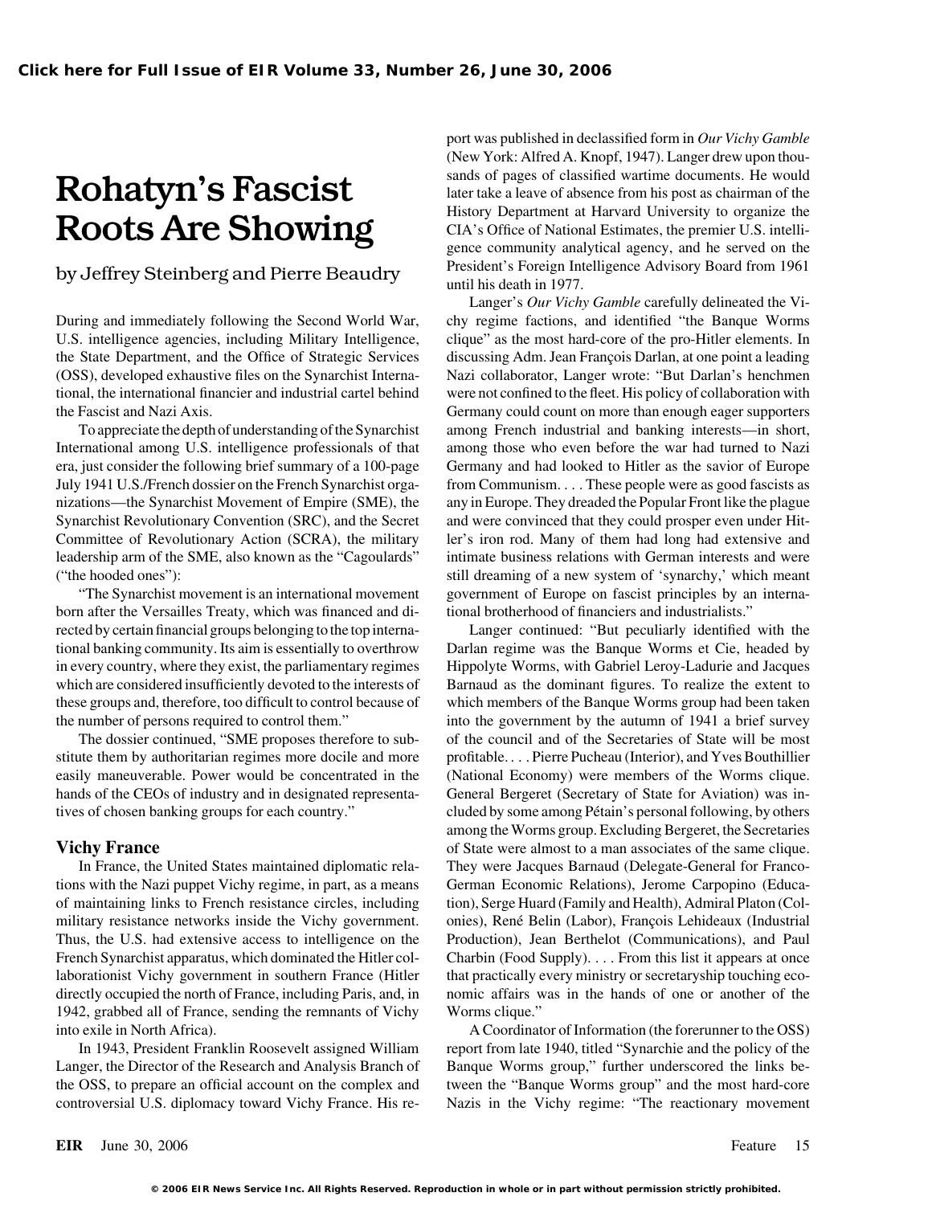# Rohatyn's Fascist Roots Are Showing

by Jeffrey Steinberg and Pierre Beaudry

During and immediately following the Second World War, U.S. intelligence agencies, including Military Intelligence, the State Department, and the Office of Strategic Services (OSS), developed exhaustive files on the Synarchist International, the international financier and industrial cartel behind the Fascist and Nazi Axis.

To appreciate the depth of understanding of the Synarchist International among U.S. intelligence professionals of that era, just consider the following brief summary of a 100-page July 1941 U.S./French dossier on the French Synarchist organizations—the Synarchist Movement of Empire (SME), the Synarchist Revolutionary Convention (SRC), and the Secret Committee of Revolutionary Action (SCRA), the military leadership arm of the SME, also known as the "Cagoulards" ("the hooded ones"):

"The Synarchist movement is an international movement born after the Versailles Treaty, which was financed and directed by certain financial groups belonging to the top international banking community. Its aim is essentially to overthrow in every country, where they exist, the parliamentary regimes which are considered insufficiently devoted to the interests of these groups and, therefore, too difficult to control because of the number of persons required to control them."

The dossier continued, "SME proposes therefore to substitute them by authoritarian regimes more docile and more easily maneuverable. Power would be concentrated in the hands of the CEOs of industry and in designated representatives of chosen banking groups for each country."

## Vichy France

In France, the United States maintained diplomatic relations with the Nazi puppet Vichy regime, in part, as a means of maintaining links to French resistance circles, including military resistance networks inside the Vichy government. Thus, the U.S. had extensive access to intelligence on the French Synarchist apparatus, which dominated the Hitler collaborationist Vichy government in southern France (Hitler directly occupied the north of France, including Paris, and, in 1942, grabbed all of France, sending the remnants of Vichy into exile in North Africa).

In 1943, President Franklin Roosevelt assigned William Langer, the Director of the Research and Analysis Branch of the OSS, to prepare an official account on the complex and controversial U.S. diplomacy toward Vichy France. His report was published in declassified form in *Our Vichy Gamble* (New York: Alfred A. Knopf, 1947). Langer drew upon thousands of pages of classified wartime documents. He would later take a leave of absence from his post as chairman of the History Department at Harvard University to organize the CIA's Office of National Estimates, the premier U.S. intelligence community analytical agency, and he served on the President's Foreign Intelligence Advisory Board from 1961 until his death in 1977.

Langer's *Our Vichy Gamble* carefully delineated the Vichy regime factions, and identified "the Banque Worms clique" as the most hard-core of the pro-Hitler elements. In discussing Adm. Jean François Darlan, at one point a leading Nazi collaborator, Langer wrote: "But Darlan's henchmen were not confined to the fleet. His policy of collaboration with Germany could count on more than enough eager supporters among French industrial and banking interests—in short, among those who even before the war had turned to Nazi Germany and had looked to Hitler as the savior of Europe from Communism. . . . These people were as good fascists as any in Europe. They dreaded the Popular Front like the plague and were convinced that they could prosper even under Hitler's iron rod. Many of them had long had extensive and intimate business relations with German interests and were still dreaming of a new system of 'synarchy,' which meant government of Europe on fascist principles by an international brotherhood of financiers and industrialists."

Langer continued: "But peculiarly identified with the Darlan regime was the Banque Worms et Cie, headed by Hippolyte Worms, with Gabriel Leroy-Ladurie and Jacques Barnaud as the dominant figures. To realize the extent to which members of the Banque Worms group had been taken into the government by the autumn of 1941 a brief survey of the council and of the Secretaries of State will be most profitable. . . . Pierre Pucheau (Interior), and Yves Bouthillier (National Economy) were members of the Worms clique. General Bergeret (Secretary of State for Aviation) was included by some among Pétain's personal following, by others among the Worms group. Excluding Bergeret, the Secretaries of State were almost to a man associates of the same clique. They were Jacques Barnaud (Delegate-General for Franco-German Economic Relations), Jerome Carpopino (Education), Serge Huard (Family and Health), Admiral Platon (Colonies), René Belin (Labor), François Lehideaux (Industrial Production), Jean Berthelot (Communications), and Paul Charbin (Food Supply). . . . From this list it appears at once that practically every ministry or secretaryship touching economic affairs was in the hands of one or another of the Worms clique."

A Coordinator of Information (the forerunner to the OSS) report from late 1940, titled "Synarchie and the policy of the Banque Worms group," further underscored the links between the "Banque Worms group" and the most hard-core Nazis in the Vichy regime: "The reactionary movement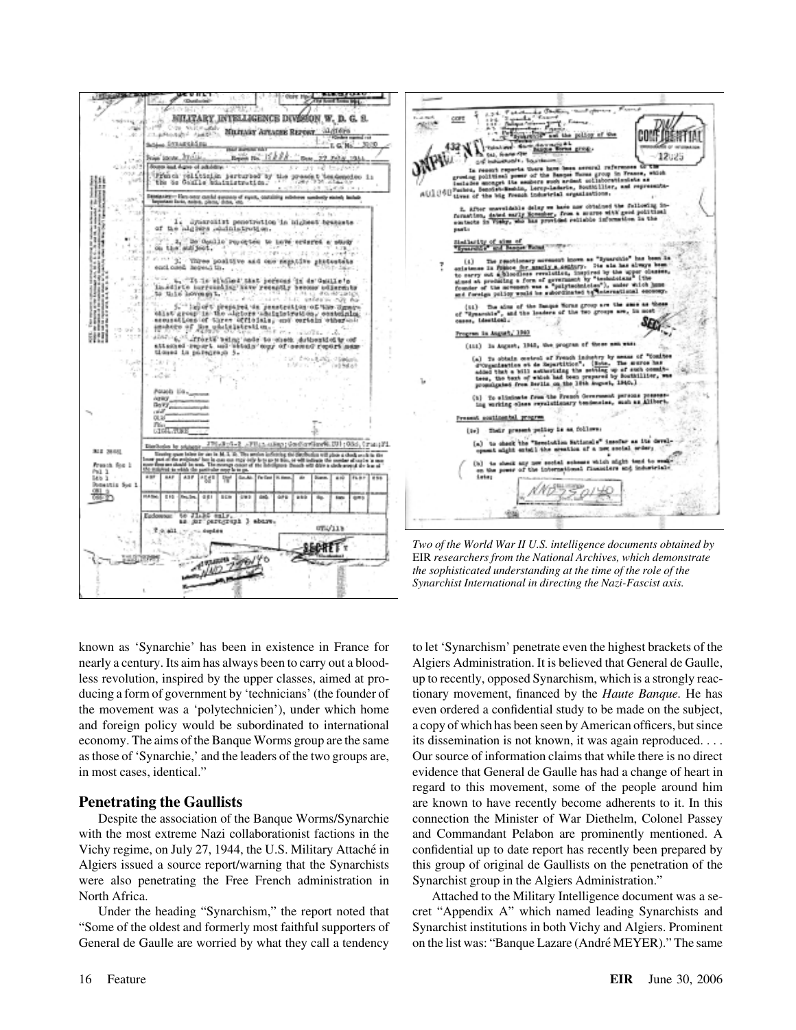*Two of the World War II U.S. intelligence documents obtained by* EIR *researchers from the National Archives, which demonstrate the sophisticated understanding at the time of the role of the Synarchist International in directing the Nazi-Fascist axis.*

known as 'Synarchie' has been in existence in France for nearly a century. Its aim has always been to carry out a bloodless revolution, inspired by the upper classes, aimed at producing a form of government by 'technicians' (the founder of the movement was a 'polytechnicien'), under which home and foreign policy would be subordinated to international economy. The aims of the Banque Worms group are the same as those of 'Synarchie,' and the leaders of the two groups are, in most cases, identical."

## Penetrating the Gaullists

Despite the association of the Banque Worms/Synarchie with the most extreme Nazi collaborationist factions in the Vichy regime, on July 27, 1944, the U.S. Military Attaché in Algiers issued a source report/warning that the Synarchists were also penetrating the Free French administration in North Africa.

Under the heading "Synarchism," the report noted that "Some of the oldest and formerly most faithful supporters of General de Gaulle are worried by what they call a tendency to let 'Synarchism' penetrate even the highest brackets of the Algiers Administration. It is believed that General de Gaulle, up to recently, opposed Synarchism, which is a strongly reactionary movement, financed by the *Haute Banque.* He has even ordered a confidential study to be made on the subject, a copy of which has been seen by American officers, but since its dissemination is not known, it was again reproduced. . . . Our source of information claims that while there is no direct evidence that General de Gaulle has had a change of heart in regard to this movement, some of the people around him are known to have recently become adherents to it. In this connection the Minister of War Diethelm, Colonel Passey and Commandant Pelabon are prominently mentioned. A confidential up to date report has recently been prepared by this group of original de Gaullists on the penetration of the Synarchist group in the Algiers Administration."

Attached to the Military Intelligence document was a secret "Appendix A" which named leading Synarchists and Synarchist institutions in both Vichy and Algiers. Prominent on the list was: "Banque Lazare (André MEYER)." The same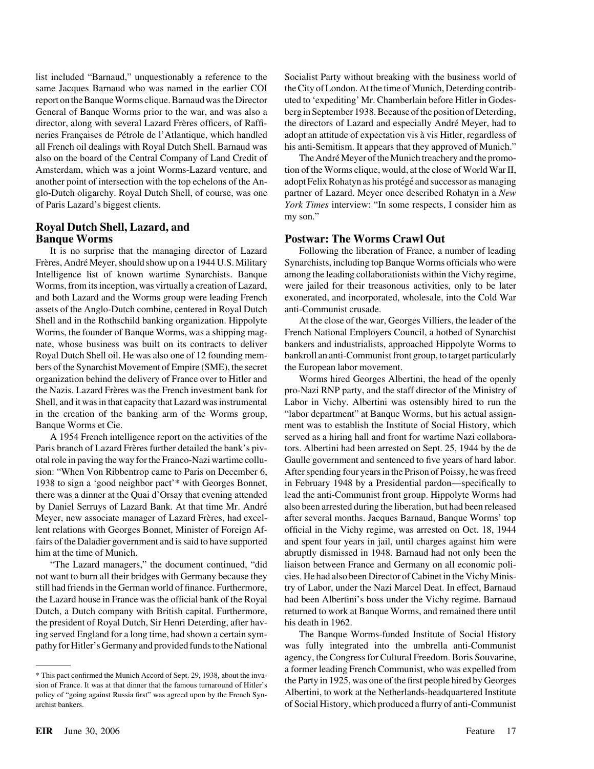list included "Barnaud," unquestionably a reference to the same Jacques Barnaud who was named in the earlier COI report on the Banque Worms clique. Barnaud was the Director General of Banque Worms prior to the war, and was also a director, along with several Lazard Frères officers, of Raffineries Françaises de Pétrole de l'Atlantique, which handled all French oil dealings with Royal Dutch Shell. Barnaud was also on the board of the Central Company of Land Credit of Amsterdam, which was a joint Worms-Lazard venture, and another point of intersection with the top echelons of the Anglo-Dutch oligarchy. Royal Dutch Shell, of course, was one of Paris Lazard's biggest clients.

## Royal Dutch Shell, Lazard, and Banque Worms

It is no surprise that the managing director of Lazard Frères, André Meyer, should show up on a 1944 U.S. Military Intelligence list of known wartime Synarchists. Banque Worms, from its inception, was virtually a creation of Lazard, and both Lazard and the Worms group were leading French assets of the Anglo-Dutch combine, centered in Royal Dutch Shell and in the Rothschild banking organization. Hippolyte Worms, the founder of Banque Worms, was a shipping magnate, whose business was built on its contracts to deliver Royal Dutch Shell oil. He was also one of 12 founding members of the Synarchist Movement of Empire (SME), the secret organization behind the delivery of France over to Hitler and the Nazis. Lazard Frères was the French investment bank for Shell, and it was in that capacity that Lazard was instrumental in the creation of the banking arm of the Worms group, Banque Worms et Cie.

A 1954 French intelligence report on the activities of the Paris branch of Lazard Frères further detailed the bank's pivotal role in paving the way for the Franco-Nazi wartime collusion: "When Von Ribbentrop came to Paris on December 6, 1938 to sign a 'good neighbor pact'* with Georges Bonnet, there was a dinner at the Quai d'Orsay that evening attended by Daniel Serruys of Lazard Bank. At that time Mr. André Meyer, new associate manager of Lazard Frères, had excellent relations with Georges Bonnet, Minister of Foreign Affairs of the Daladier government and is said to have supported him at the time of Munich.

"The Lazard managers," the document continued, "did not want to burn all their bridges with Germany because they still had friends in the German world of finance. Furthermore, the Lazard house in France was the official bank of the Royal Dutch, a Dutch company with British capital. Furthermore, the president of Royal Dutch, Sir Henri Deterding, after having served England for a long time, had shown a certain sympathy for Hitler's Germany and provided funds to the National Socialist Party without breaking with the business world of the City of London. At the time of Munich, Deterding contributed to 'expediting' Mr. Chamberlain before Hitler in Godesberg in September 1938. Because of the position of Deterding, the directors of Lazard and especially André Meyer, had to adopt an attitude of expectation vis à vis Hitler, regardless of his anti-Semitism. It appears that they approved of Munich."

The André Meyer of the Munich treachery and the promotion of the Worms clique, would, at the close of World War II, adopt Felix Rohatyn as his protégé and successor as managing partner of Lazard. Meyer once described Rohatyn in a *New York Times* interview: "In some respects, I consider him as my son."

## Postwar: The Worms Crawl Out

Following the liberation of France, a number of leading Synarchists, including top Banque Worms officials who were among the leading collaborationists within the Vichy regime, were jailed for their treasonous activities, only to be later exonerated, and incorporated, wholesale, into the Cold War anti-Communist crusade.

At the close of the war, Georges Villiers, the leader of the French National Employers Council, a hotbed of Synarchist bankers and industrialists, approached Hippolyte Worms to bankroll an anti-Communist front group, to target particularly the European labor movement.

Worms hired Georges Albertini, the head of the openly pro-Nazi RNP party, and the staff director of the Ministry of Labor in Vichy. Albertini was ostensibly hired to run the "labor department" at Banque Worms, but his actual assignment was to establish the Institute of Social History, which served as a hiring hall and front for wartime Nazi collaborators. Albertini had been arrested on Sept. 25, 1944 by the de Gaulle government and sentenced to five years of hard labor. After spending four years in the Prison of Poissy, he was freed in February 1948 by a Presidential pardon—specifically to lead the anti-Communist front group. Hippolyte Worms had also been arrested during the liberation, but had been released after several months. Jacques Barnaud, Banque Worms' top official in the Vichy regime, was arrested on Oct. 18, 1944 and spent four years in jail, until charges against him were abruptly dismissed in 1948. Barnaud had not only been the liaison between France and Germany on all economic policies. He had also been Director of Cabinet in the Vichy Ministry of Labor, under the Nazi Marcel Deat. In effect, Barnaud had been Albertini's boss under the Vichy regime. Barnaud returned to work at Banque Worms, and remained there until his death in 1962.

The Banque Worms-funded Institute of Social History was fully integrated into the umbrella anti-Communist agency, the Congress for Cultural Freedom. Boris Souvarine, a former leading French Communist, who was expelled from the Party in 1925, was one of the first people hired by Georges Albertini, to work at the Netherlands-headquartered Institute of Social History, which produced a flurry of anti-Communist

---

* This pact confirmed the Munich Accord of Sept. 29, 1938, about the invasion of France. It was at that dinner that the famous turnaround of Hitler's policy of "going against Russia first" was agreed upon by the French Synarchist bankers.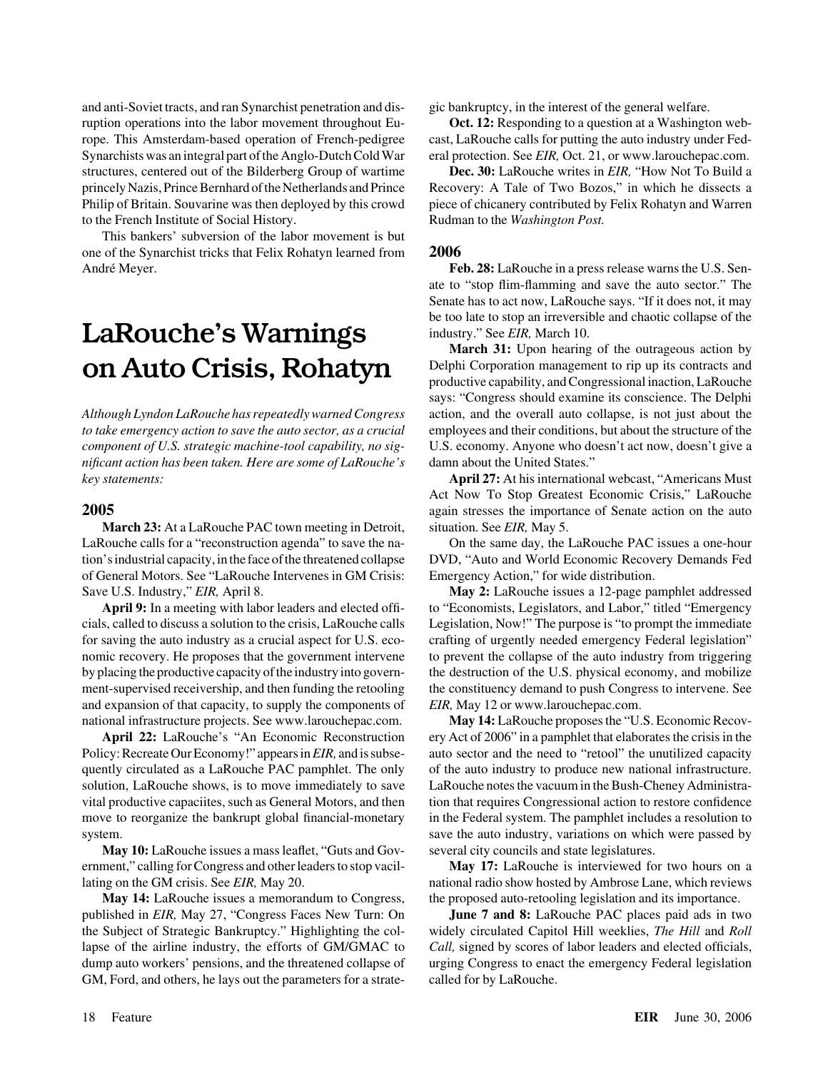and anti-Soviet tracts, and ran Synarchist penetration and disruption operations into the labor movement throughout Europe. This Amsterdam-based operation of French-pedigree Synarchists was an integral part of the Anglo-Dutch Cold War structures, centered out of the Bilderberg Group of wartime princely Nazis, Prince Bernhard of the Netherlands and Prince Philip of Britain. Souvarine was then deployed by this crowd to the French Institute of Social History.

This bankers' subversion of the labor movement is but one of the Synarchist tricks that Felix Rohatyn learned from André Meyer.

# LaRouche's Warnings on Auto Crisis, Rohatyn

*Although Lyndon LaRouche has repeatedly warned Congress to take emergency action to save the auto sector, as a crucial component of U.S. strategic machine-tool capability, no significant action has been taken. Here are some of LaRouche's key statements:*

## 2005

**March 23:** At a LaRouche PAC town meeting in Detroit, LaRouche calls for a "reconstruction agenda" to save the nation's industrial capacity, in the face of the threatened collapse of General Motors. See "LaRouche Intervenes in GM Crisis: Save U.S. Industry," *EIR,* April 8.

**April 9:** In a meeting with labor leaders and elected officials, called to discuss a solution to the crisis, LaRouche calls for saving the auto industry as a crucial aspect for U.S. economic recovery. He proposes that the government intervene by placing the productive capacity of the industry into government-supervised receivership, and then funding the retooling and expansion of that capacity, to supply the components of national infrastructure projects. See www.larouchepac.com.

**April 22:** LaRouche's "An Economic Reconstruction Policy: Recreate Our Economy!" appears in *EIR,* and is subsequently circulated as a LaRouche PAC pamphlet. The only solution, LaRouche shows, is to move immediately to save vital productive capaciites, such as General Motors, and then move to reorganize the bankrupt global financial-monetary system.

**May 10:** LaRouche issues a mass leaflet, "Guts and Government," calling for Congress and other leaders to stop vacillating on the GM crisis. See *EIR,* May 20.

**May 14:** LaRouche issues a memorandum to Congress, published in *EIR,* May 27, "Congress Faces New Turn: On the Subject of Strategic Bankruptcy." Highlighting the collapse of the airline industry, the efforts of GM/GMAC to dump auto workers' pensions, and the threatened collapse of GM, Ford, and others, he lays out the parameters for a strategic bankruptcy, in the interest of the general welfare.

**Oct. 12:** Responding to a question at a Washington webcast, LaRouche calls for putting the auto industry under Federal protection. See *EIR,* Oct. 21, or www.larouchepac.com.

**Dec. 30:** LaRouche writes in *EIR,* "How Not To Build a Recovery: A Tale of Two Bozos," in which he dissects a piece of chicanery contributed by Felix Rohatyn and Warren Rudman to the *Washington Post.*

## 2006

**Feb. 28:** LaRouche in a press release warns the U.S. Senate to "stop flim-flamming and save the auto sector." The Senate has to act now, LaRouche says. "If it does not, it may be too late to stop an irreversible and chaotic collapse of the industry." See *EIR,* March 10.

**March 31:** Upon hearing of the outrageous action by Delphi Corporation management to rip up its contracts and productive capability, and Congressional inaction, LaRouche says: "Congress should examine its conscience. The Delphi action, and the overall auto collapse, is not just about the employees and their conditions, but about the structure of the U.S. economy. Anyone who doesn't act now, doesn't give a damn about the United States."

**April 27:** At his international webcast, "Americans Must Act Now To Stop Greatest Economic Crisis," LaRouche again stresses the importance of Senate action on the auto situation. See *EIR,* May 5.

On the same day, the LaRouche PAC issues a one-hour DVD, "Auto and World Economic Recovery Demands Fed Emergency Action," for wide distribution.

**May 2:** LaRouche issues a 12-page pamphlet addressed to "Economists, Legislators, and Labor," titled "Emergency Legislation, Now!" The purpose is "to prompt the immediate crafting of urgently needed emergency Federal legislation" to prevent the collapse of the auto industry from triggering the destruction of the U.S. physical economy, and mobilize the constituency demand to push Congress to intervene. See *EIR,* May 12 or www.larouchepac.com.

**May 14:** LaRouche proposes the "U.S. Economic Recovery Act of 2006" in a pamphlet that elaborates the crisis in the auto sector and the need to "retool" the unutilized capacity of the auto industry to produce new national infrastructure. LaRouche notes the vacuum in the Bush-Cheney Administration that requires Congressional action to restore confidence in the Federal system. The pamphlet includes a resolution to save the auto industry, variations on which were passed by several city councils and state legislatures.

**May 17:** LaRouche is interviewed for two hours on a national radio show hosted by Ambrose Lane, which reviews the proposed auto-retooling legislation and its importance.

**June 7 and 8:** LaRouche PAC places paid ads in two widely circulated Capitol Hill weeklies, *The Hill* and *Roll Call,* signed by scores of labor leaders and elected officials, urging Congress to enact the emergency Federal legislation called for by LaRouche.